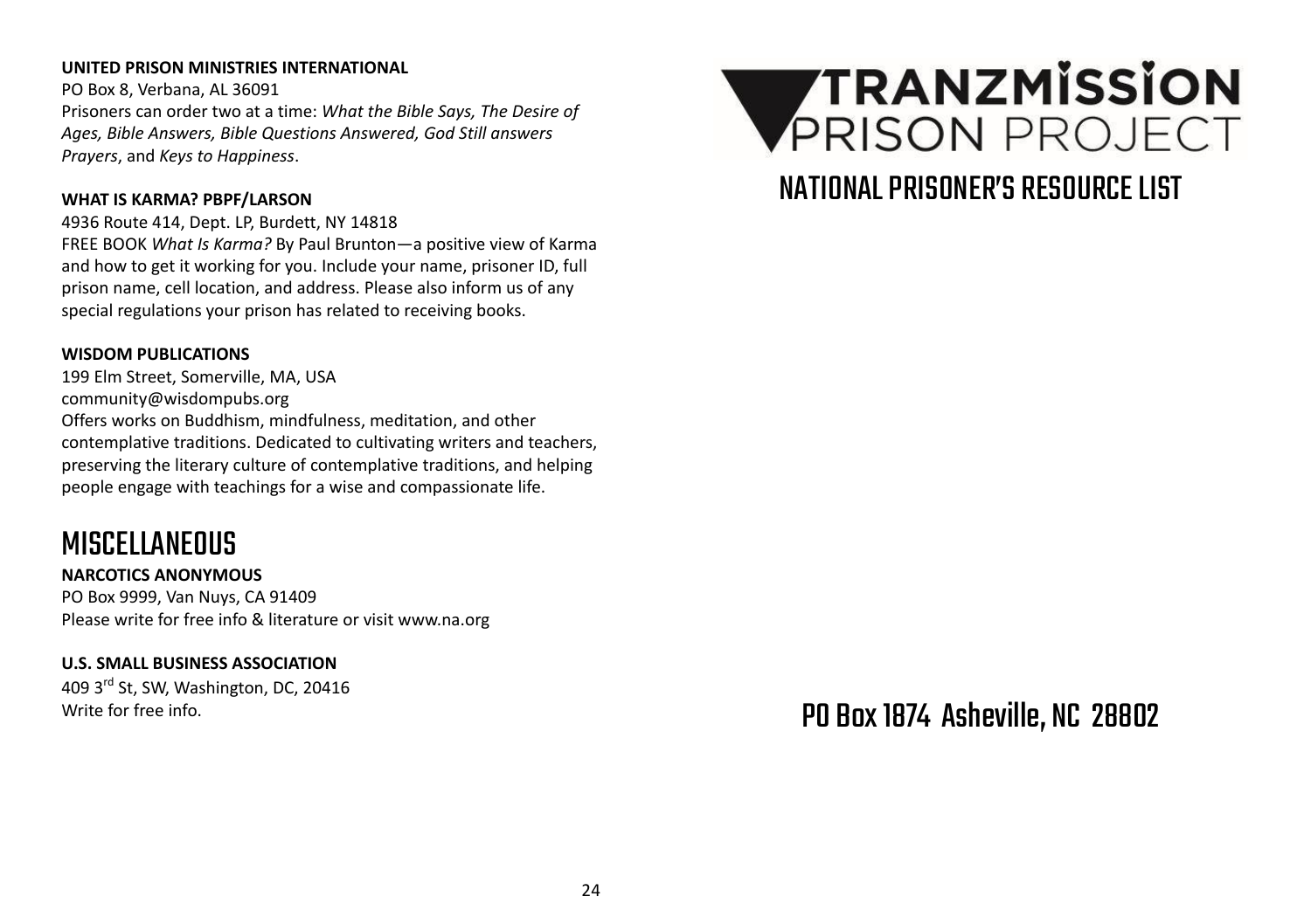**UNITED PRISON MINISTRIES INTERNATIONAL**
PO Box 8, Verbana, AL 36091
Prisoners can order two at a time: *What the Bible Says, The Desire of Ages, Bible Answers, Bible Questions Answered, God Still answers Prayers*, and *Keys to Happiness*.

**WHAT IS KARMA? PBPF/LARSON**
4936 Route 414, Dept. LP, Burdett, NY 14818
FREE BOOK *What Is Karma?* By Paul Brunton—a positive view of Karma and how to get it working for you. Include your name, prisoner ID, full prison name, cell location, and address. Please also inform us of any special regulations your prison has related to receiving books.

**WISDOM PUBLICATIONS**
199 Elm Street, Somerville, MA, USA
community@wisdompubs.org
Offers works on Buddhism, mindfulness, meditation, and other contemplative traditions. Dedicated to cultivating writers and teachers, preserving the literary culture of contemplative traditions, and helping people engage with teachings for a wise and compassionate life.

## MISCELLANEOUS

**NARCOTICS ANONYMOUS**
PO Box 9999, Van Nuys, CA 91409
Please write for free info & literature or visit www.na.org

**U.S. SMALL BUSINESS ASSOCIATION**
409 3rd St, SW, Washington, DC, 20416
Write for free info.

# TRANZMISSION PRISON PROJECT

## NATIONAL PRISONER'S RESOURCE LIST

## PO Box 1874 Asheville, NC 28802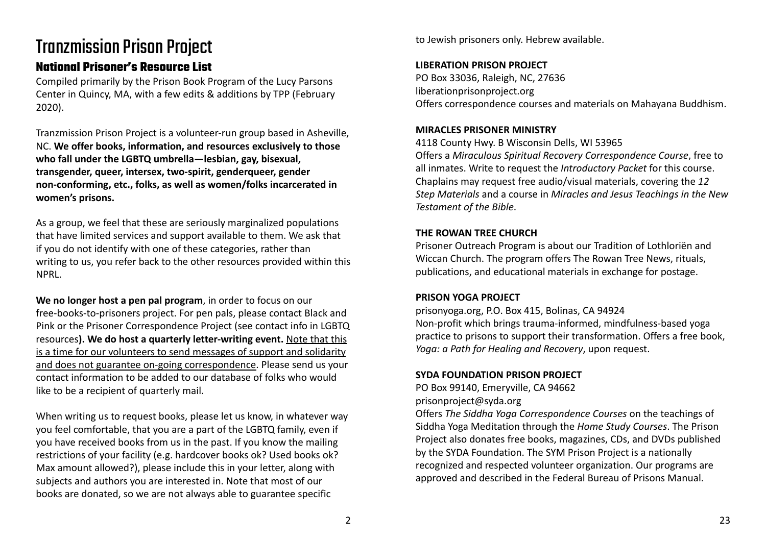# Tranzmission Prison Project

## National Prisoner's Resource List

Compiled primarily by the Prison Book Program of the Lucy Parsons Center in Quincy, MA, with a few edits & additions by TPP (February 2020).

Tranzmission Prison Project is a volunteer-run group based in Asheville, NC. **We offer books, information, and resources exclusively to those who fall under the LGBTQ umbrella—lesbian, gay, bisexual, transgender, queer, intersex, two-spirit, genderqueer, gender non-conforming, etc., folks, as well as women/folks incarcerated in women's prisons.**

As a group, we feel that these are seriously marginalized populations that have limited services and support available to them. We ask that if you do not identify with one of these categories, rather than writing to us, you refer back to the other resources provided within this NPRL.

**We no longer host a pen pal program**, in order to focus on our free-books-to-prisoners project. For pen pals, please contact Black and Pink or the Prisoner Correspondence Project (see contact info in LGBTQ resources**). We do host a quarterly letter-writing event.** Note that this is a time for our volunteers to send messages of support and solidarity and does not guarantee on-going correspondence. Please send us your contact information to be added to our database of folks who would like to be a recipient of quarterly mail.

When writing us to request books, please let us know, in whatever way you feel comfortable, that you are a part of the LGBTQ family, even if you have received books from us in the past. If you know the mailing restrictions of your facility (e.g. hardcover books ok? Used books ok? Max amount allowed?), please include this in your letter, along with subjects and authors you are interested in. Note that most of our books are donated, so we are not always able to guarantee specific

to Jewish prisoners only. Hebrew available.

**LIBERATION PRISON PROJECT**
PO Box 33036, Raleigh, NC, 27636
liberationprisonproject.org
Offers correspondence courses and materials on Mahayana Buddhism.

**MIRACLES PRISONER MINISTRY**
4118 County Hwy. B Wisconsin Dells, WI 53965
Offers a *Miraculous Spiritual Recovery Correspondence Course*, free to all inmates. Write to request the *Introductory Packet* for this course. Chaplains may request free audio/visual materials, covering the *12 Step Materials* and a course in *Miracles and Jesus Teachings in the New Testament of the Bible*.

**THE ROWAN TREE CHURCH**
Prisoner Outreach Program is about our Tradition of Lothloriën and Wiccan Church. The program offers The Rowan Tree News, rituals, publications, and educational materials in exchange for postage.

**PRISON YOGA PROJECT**
prisonyoga.org, P.O. Box 415, Bolinas, CA 94924
Non-profit which brings trauma-informed, mindfulness-based yoga practice to prisons to support their transformation. Offers a free book, *Yoga: a Path for Healing and Recovery*, upon request.

**SYDA FOUNDATION PRISON PROJECT**
PO Box 99140, Emeryville, CA 94662
prisonproject@syda.org
Offers *The Siddha Yoga Correspondence Courses* on the teachings of Siddha Yoga Meditation through the *Home Study Courses*. The Prison Project also donates free books, magazines, CDs, and DVDs published by the SYDA Foundation. The SYM Prison Project is a nationally recognized and respected volunteer organization. Our programs are approved and described in the Federal Bureau of Prisons Manual.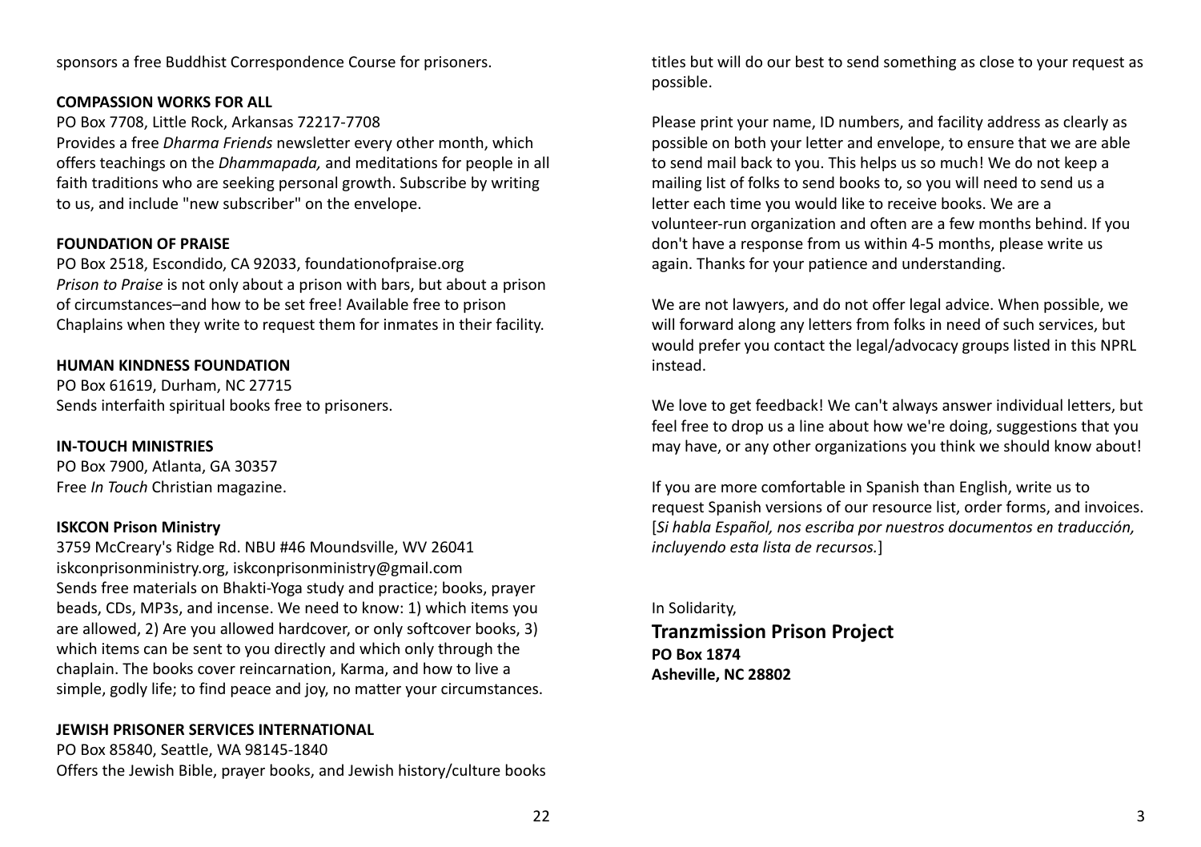sponsors a free Buddhist Correspondence Course for prisoners.

**COMPASSION WORKS FOR ALL**
PO Box 7708, Little Rock, Arkansas 72217-7708
Provides a free *Dharma Friends* newsletter every other month, which offers teachings on the *Dhammapada,* and meditations for people in all faith traditions who are seeking personal growth. Subscribe by writing to us, and include "new subscriber" on the envelope.

**FOUNDATION OF PRAISE**
PO Box 2518, Escondido, CA 92033, foundationofpraise.org
*Prison to Praise* is not only about a prison with bars, but about a prison of circumstances–and how to be set free! Available free to prison Chaplains when they write to request them for inmates in their facility.

**HUMAN KINDNESS FOUNDATION**
PO Box 61619, Durham, NC 27715
Sends interfaith spiritual books free to prisoners.

**IN-TOUCH MINISTRIES**
PO Box 7900, Atlanta, GA 30357
Free *In Touch* Christian magazine.

**ISKCON Prison Ministry**
3759 McCreary's Ridge Rd. NBU #46 Moundsville, WV 26041
iskconprisonministry.org, iskconprisonministry@gmail.com
Sends free materials on Bhakti-Yoga study and practice; books, prayer beads, CDs, MP3s, and incense. We need to know: 1) which items you are allowed, 2) Are you allowed hardcover, or only softcover books, 3) which items can be sent to you directly and which only through the chaplain. The books cover reincarnation, Karma, and how to live a simple, godly life; to find peace and joy, no matter your circumstances.

**JEWISH PRISONER SERVICES INTERNATIONAL**
PO Box 85840, Seattle, WA 98145-1840
Offers the Jewish Bible, prayer books, and Jewish history/culture books

titles but will do our best to send something as close to your request as possible.

Please print your name, ID numbers, and facility address as clearly as possible on both your letter and envelope, to ensure that we are able to send mail back to you. This helps us so much! We do not keep a mailing list of folks to send books to, so you will need to send us a letter each time you would like to receive books. We are a volunteer-run organization and often are a few months behind. If you don't have a response from us within 4-5 months, please write us again. Thanks for your patience and understanding.

We are not lawyers, and do not offer legal advice. When possible, we will forward along any letters from folks in need of such services, but would prefer you contact the legal/advocacy groups listed in this NPRL instead.

We love to get feedback! We can't always answer individual letters, but feel free to drop us a line about how we're doing, suggestions that you may have, or any other organizations you think we should know about!

If you are more comfortable in Spanish than English, write us to request Spanish versions of our resource list, order forms, and invoices. [*Si habla Español, nos escriba por nuestros documentos en traducción, incluyendo esta lista de recursos.*]

In Solidarity,

**Tranzmission Prison Project**
**PO Box 1874**
**Asheville, NC 28802**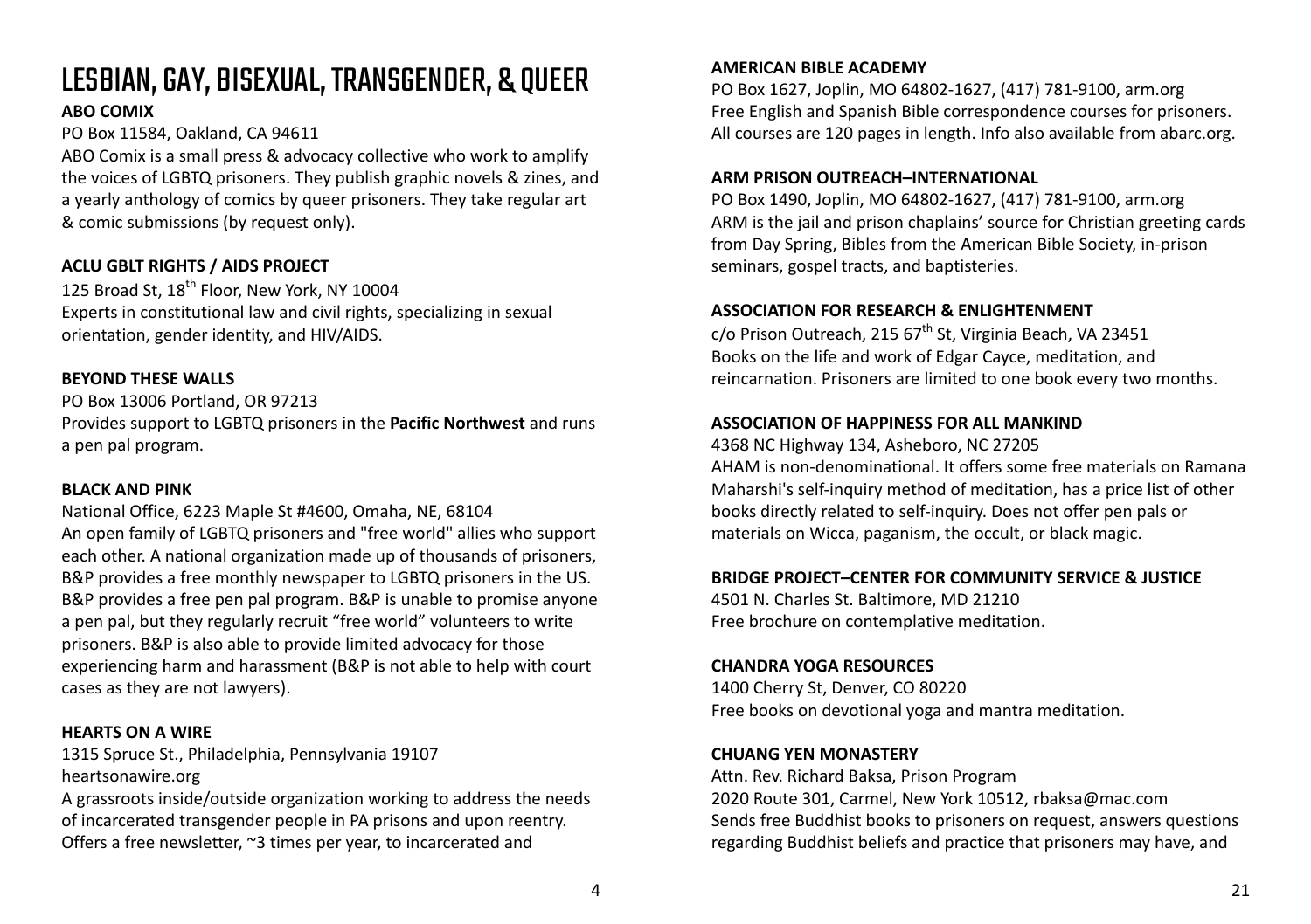# LESBIAN, GAY, BISEXUAL, TRANSGENDER, & QUEER

**ABO COMIX**

PO Box 11584, Oakland, CA 94611
ABO Comix is a small press & advocacy collective who work to amplify the voices of LGBTQ prisoners. They publish graphic novels & zines, and a yearly anthology of comics by queer prisoners. They take regular art & comic submissions (by request only).

**ACLU GBLT RIGHTS / AIDS PROJECT**

125 Broad St, 18th Floor, New York, NY 10004
Experts in constitutional law and civil rights, specializing in sexual orientation, gender identity, and HIV/AIDS.

**BEYOND THESE WALLS**

PO Box 13006 Portland, OR 97213
Provides support to LGBTQ prisoners in the **Pacific Northwest** and runs a pen pal program.

**BLACK AND PINK**

National Office, 6223 Maple St #4600, Omaha, NE, 68104
An open family of LGBTQ prisoners and "free world" allies who support each other. A national organization made up of thousands of prisoners, B&P provides a free monthly newspaper to LGBTQ prisoners in the US. B&P provides a free pen pal program. B&P is unable to promise anyone a pen pal, but they regularly recruit "free world" volunteers to write prisoners. B&P is also able to provide limited advocacy for those experiencing harm and harassment (B&P is not able to help with court cases as they are not lawyers).

**HEARTS ON A WIRE**

1315 Spruce St., Philadelphia, Pennsylvania 19107
heartsonawire.org
A grassroots inside/outside organization working to address the needs of incarcerated transgender people in PA prisons and upon reentry. Offers a free newsletter, ~3 times per year, to incarcerated and

**AMERICAN BIBLE ACADEMY**

PO Box 1627, Joplin, MO 64802-1627, (417) 781-9100, arm.org
Free English and Spanish Bible correspondence courses for prisoners. All courses are 120 pages in length. Info also available from abarc.org.

**ARM PRISON OUTREACH–INTERNATIONAL**

PO Box 1490, Joplin, MO 64802-1627, (417) 781-9100, arm.org
ARM is the jail and prison chaplains' source for Christian greeting cards from Day Spring, Bibles from the American Bible Society, in-prison seminars, gospel tracts, and baptisteries.

**ASSOCIATION FOR RESEARCH & ENLIGHTENMENT**

c/o Prison Outreach, 215 67th St, Virginia Beach, VA 23451
Books on the life and work of Edgar Cayce, meditation, and reincarnation. Prisoners are limited to one book every two months.

**ASSOCIATION OF HAPPINESS FOR ALL MANKIND**

4368 NC Highway 134, Asheboro, NC 27205
AHAM is non-denominational. It offers some free materials on Ramana Maharshi's self-inquiry method of meditation, has a price list of other books directly related to self-inquiry. Does not offer pen pals or materials on Wicca, paganism, the occult, or black magic.

**BRIDGE PROJECT–CENTER FOR COMMUNITY SERVICE & JUSTICE**

4501 N. Charles St. Baltimore, MD 21210
Free brochure on contemplative meditation.

**CHANDRA YOGA RESOURCES**

1400 Cherry St, Denver, CO 80220
Free books on devotional yoga and mantra meditation.

**CHUANG YEN MONASTERY**

Attn. Rev. Richard Baksa, Prison Program
2020 Route 301, Carmel, New York 10512, rbaksa@mac.com
Sends free Buddhist books to prisoners on request, answers questions regarding Buddhist beliefs and practice that prisoners may have, and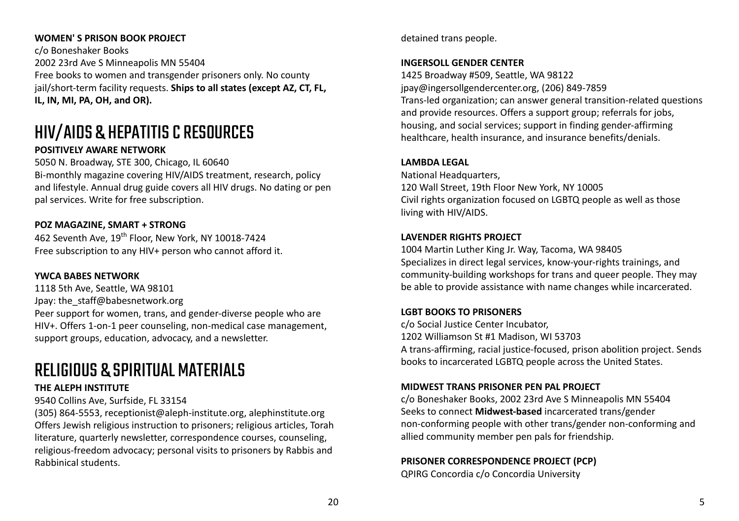**WOMEN' S PRISON BOOK PROJECT**
c/o Boneshaker Books
2002 23rd Ave S Minneapolis MN 55404
Free books to women and transgender prisoners only. No county jail/short-term facility requests. **Ships to all states (except AZ, CT, FL, IL, IN, MI, PA, OH, and OR).**

# HIV/AIDS & HEPATITIS C RESOURCES

**POSITIVELY AWARE NETWORK**
5050 N. Broadway, STE 300, Chicago, IL 60640
Bi-monthly magazine covering HIV/AIDS treatment, research, policy and lifestyle. Annual drug guide covers all HIV drugs. No dating or pen pal services. Write for free subscription.

**POZ MAGAZINE, SMART + STRONG**
462 Seventh Ave, 19th Floor, New York, NY 10018-7424
Free subscription to any HIV+ person who cannot afford it.

**YWCA BABES NETWORK**
1118 5th Ave, Seattle, WA 98101
Jpay: the_staff@babesnetwork.org
Peer support for women, trans, and gender-diverse people who are HIV+. Offers 1-on-1 peer counseling, non-medical case management, support groups, education, advocacy, and a newsletter.

# RELIGIOUS & SPIRITUAL MATERIALS

**THE ALEPH INSTITUTE**
9540 Collins Ave, Surfside, FL 33154
(305) 864-5553, receptionist@aleph-institute.org, alephinstitute.org
Offers Jewish religious instruction to prisoners; religious articles, Torah literature, quarterly newsletter, correspondence courses, counseling, religious-freedom advocacy; personal visits to prisoners by Rabbis and Rabbinical students.

detained trans people.

**INGERSOLL GENDER CENTER**
1425 Broadway #509, Seattle, WA 98122
jpay@ingersollgendercenter.org, (206) 849-7859
Trans-led organization; can answer general transition-related questions and provide resources. Offers a support group; referrals for jobs, housing, and social services; support in finding gender-affirming healthcare, health insurance, and insurance benefits/denials.

**LAMBDA LEGAL**
National Headquarters,
120 Wall Street, 19th Floor New York, NY 10005
Civil rights organization focused on LGBTQ people as well as those living with HIV/AIDS.

**LAVENDER RIGHTS PROJECT**
1004 Martin Luther King Jr. Way, Tacoma, WA 98405
Specializes in direct legal services, know-your-rights trainings, and community-building workshops for trans and queer people. They may be able to provide assistance with name changes while incarcerated.

**LGBT BOOKS TO PRISONERS**
c/o Social Justice Center Incubator,
1202 Williamson St #1 Madison, WI 53703
A trans-affirming, racial justice-focused, prison abolition project. Sends books to incarcerated LGBTQ people across the United States.

**MIDWEST TRANS PRISONER PEN PAL PROJECT**
c/o Boneshaker Books, 2002 23rd Ave S Minneapolis MN 55404
Seeks to connect **Midwest-based** incarcerated trans/gender non-conforming people with other trans/gender non-conforming and allied community member pen pals for friendship.

**PRISONER CORRESPONDENCE PROJECT (PCP)**
QPIRG Concordia c/o Concordia University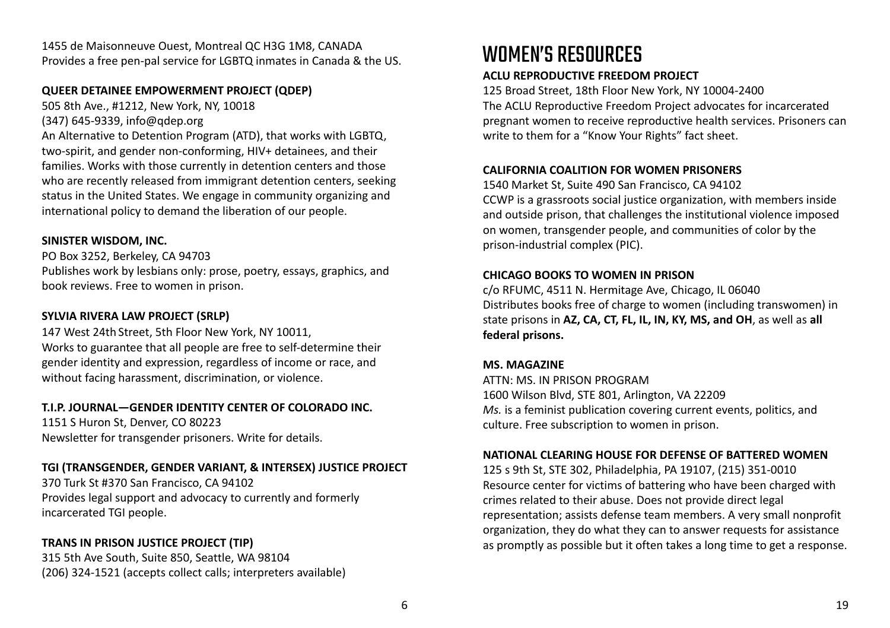1455 de Maisonneuve Ouest, Montreal QC H3G 1M8, CANADA
Provides a free pen-pal service for LGBTQ inmates in Canada & the US.

**QUEER DETAINEE EMPOWERMENT PROJECT (QDEP)**
505 8th Ave., #1212, New York, NY, 10018
(347) 645-9339, info@qdep.org
An Alternative to Detention Program (ATD), that works with LGBTQ, two-spirit, and gender non-conforming, HIV+ detainees, and their families. Works with those currently in detention centers and those who are recently released from immigrant detention centers, seeking status in the United States. We engage in community organizing and international policy to demand the liberation of our people.

**SINISTER WISDOM, INC.**
PO Box 3252, Berkeley, CA 94703
Publishes work by lesbians only: prose, poetry, essays, graphics, and book reviews. Free to women in prison.

**SYLVIA RIVERA LAW PROJECT (SRLP)**
147 West 24th Street, 5th Floor New York, NY 10011,
Works to guarantee that all people are free to self-determine their gender identity and expression, regardless of income or race, and without facing harassment, discrimination, or violence.

**T.I.P. JOURNAL—GENDER IDENTITY CENTER OF COLORADO INC.**
1151 S Huron St, Denver, CO 80223
Newsletter for transgender prisoners. Write for details.

**TGI (TRANSGENDER, GENDER VARIANT, & INTERSEX) JUSTICE PROJECT**
370 Turk St #370 San Francisco, CA 94102
Provides legal support and advocacy to currently and formerly incarcerated TGI people.

**TRANS IN PRISON JUSTICE PROJECT (TIP)**
315 5th Ave South, Suite 850, Seattle, WA 98104
(206) 324-1521 (accepts collect calls; interpreters available)

# WOMEN'S RESOURCES

**ACLU REPRODUCTIVE FREEDOM PROJECT**
125 Broad Street, 18th Floor New York, NY 10004-2400
The ACLU Reproductive Freedom Project advocates for incarcerated pregnant women to receive reproductive health services. Prisoners can write to them for a "Know Your Rights" fact sheet.

**CALIFORNIA COALITION FOR WOMEN PRISONERS**
1540 Market St, Suite 490 San Francisco, CA 94102
CCWP is a grassroots social justice organization, with members inside and outside prison, that challenges the institutional violence imposed on women, transgender people, and communities of color by the prison-industrial complex (PIC).

**CHICAGO BOOKS TO WOMEN IN PRISON**
c/o RFUMC, 4511 N. Hermitage Ave, Chicago, IL 06040
Distributes books free of charge to women (including transwomen) in state prisons in **AZ, CA, CT, FL, IL, IN, KY, MS, and OH**, as well as **all federal prisons.**

**MS. MAGAZINE**
ATTN: MS. IN PRISON PROGRAM
1600 Wilson Blvd, STE 801, Arlington, VA 22209
*Ms.* is a feminist publication covering current events, politics, and culture. Free subscription to women in prison.

**NATIONAL CLEARING HOUSE FOR DEFENSE OF BATTERED WOMEN**
125 s 9th St, STE 302, Philadelphia, PA 19107, (215) 351-0010
Resource center for victims of battering who have been charged with crimes related to their abuse. Does not provide direct legal representation; assists defense team members. A very small nonprofit organization, they do what they can to answer requests for assistance as promptly as possible but it often takes a long time to get a response.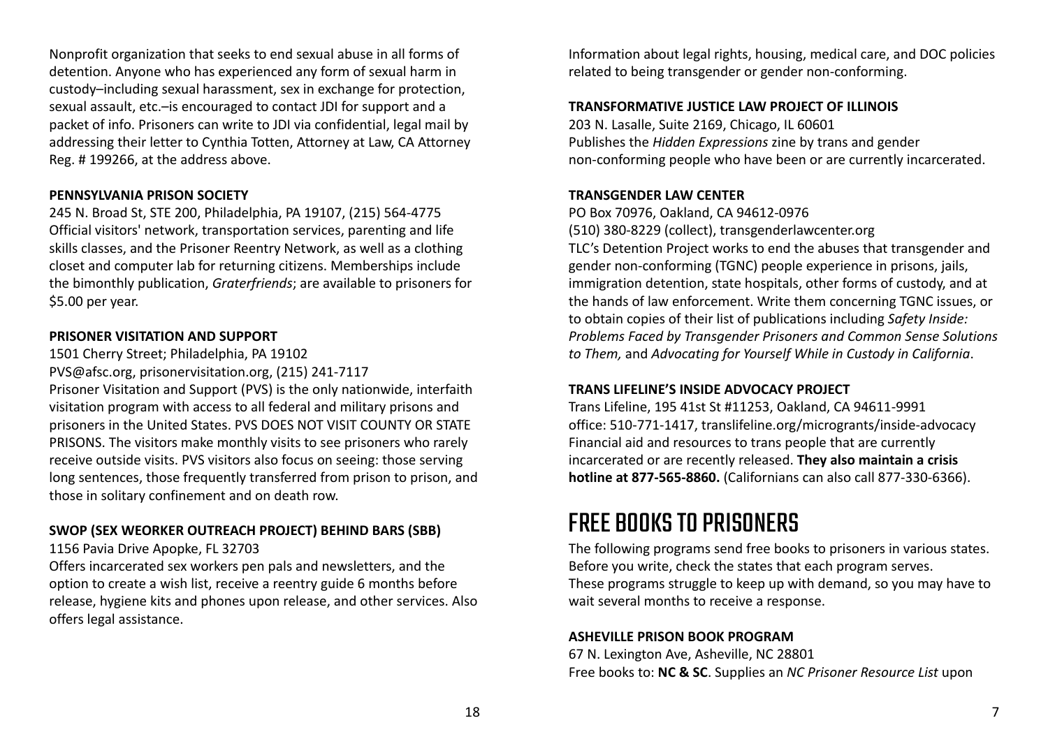Nonprofit organization that seeks to end sexual abuse in all forms of detention. Anyone who has experienced any form of sexual harm in custody–including sexual harassment, sex in exchange for protection, sexual assault, etc.–is encouraged to contact JDI for support and a packet of info. Prisoners can write to JDI via confidential, legal mail by addressing their letter to Cynthia Totten, Attorney at Law, CA Attorney Reg. # 199266, at the address above.

**PENNSYLVANIA PRISON SOCIETY**
245 N. Broad St, STE 200, Philadelphia, PA 19107, (215) 564-4775
Official visitors' network, transportation services, parenting and life skills classes, and the Prisoner Reentry Network, as well as a clothing closet and computer lab for returning citizens. Memberships include the bimonthly publication, *Graterfriends*; are available to prisoners for $5.00 per year.

**PRISONER VISITATION AND SUPPORT**
1501 Cherry Street; Philadelphia, PA 19102
PVS@afsc.org, prisonervisitation.org, (215) 241-7117
Prisoner Visitation and Support (PVS) is the only nationwide, interfaith visitation program with access to all federal and military prisons and prisoners in the United States. PVS DOES NOT VISIT COUNTY OR STATE PRISONS. The visitors make monthly visits to see prisoners who rarely receive outside visits. PVS visitors also focus on seeing: those serving long sentences, those frequently transferred from prison to prison, and those in solitary confinement and on death row.

**SWOP (SEX WEORKER OUTREACH PROJECT) BEHIND BARS (SBB)**
1156 Pavia Drive Apopke, FL 32703
Offers incarcerated sex workers pen pals and newsletters, and the option to create a wish list, receive a reentry guide 6 months before release, hygiene kits and phones upon release, and other services. Also offers legal assistance.

Information about legal rights, housing, medical care, and DOC policies related to being transgender or gender non-conforming.

**TRANSFORMATIVE JUSTICE LAW PROJECT OF ILLINOIS**
203 N. Lasalle, Suite 2169, Chicago, IL 60601
Publishes the *Hidden Expressions* zine by trans and gender non-conforming people who have been or are currently incarcerated.

**TRANSGENDER LAW CENTER**
PO Box 70976, Oakland, CA 94612-0976
(510) 380-8229 (collect), transgenderlawcenter.org
TLC's Detention Project works to end the abuses that transgender and gender non-conforming (TGNC) people experience in prisons, jails, immigration detention, state hospitals, other forms of custody, and at the hands of law enforcement. Write them concerning TGNC issues, or to obtain copies of their list of publications including *Safety Inside: Problems Faced by Transgender Prisoners and Common Sense Solutions to Them,* and *Advocating for Yourself While in Custody in California*.

**TRANS LIFELINE'S INSIDE ADVOCACY PROJECT**
Trans Lifeline, 195 41st St #11253, Oakland, CA 94611-9991
office: 510-771-1417, translifeline.org/microgrants/inside-advocacy
Financial aid and resources to trans people that are currently incarcerated or are recently released. **They also maintain a crisis hotline at 877-565-8860.** (Californians can also call 877-330-6366).

# FREE BOOKS TO PRISONERS

The following programs send free books to prisoners in various states. Before you write, check the states that each program serves.
These programs struggle to keep up with demand, so you may have to wait several months to receive a response.

**ASHEVILLE PRISON BOOK PROGRAM**
67 N. Lexington Ave, Asheville, NC 28801
Free books to: **NC & SC**. Supplies an *NC Prisoner Resource List* upon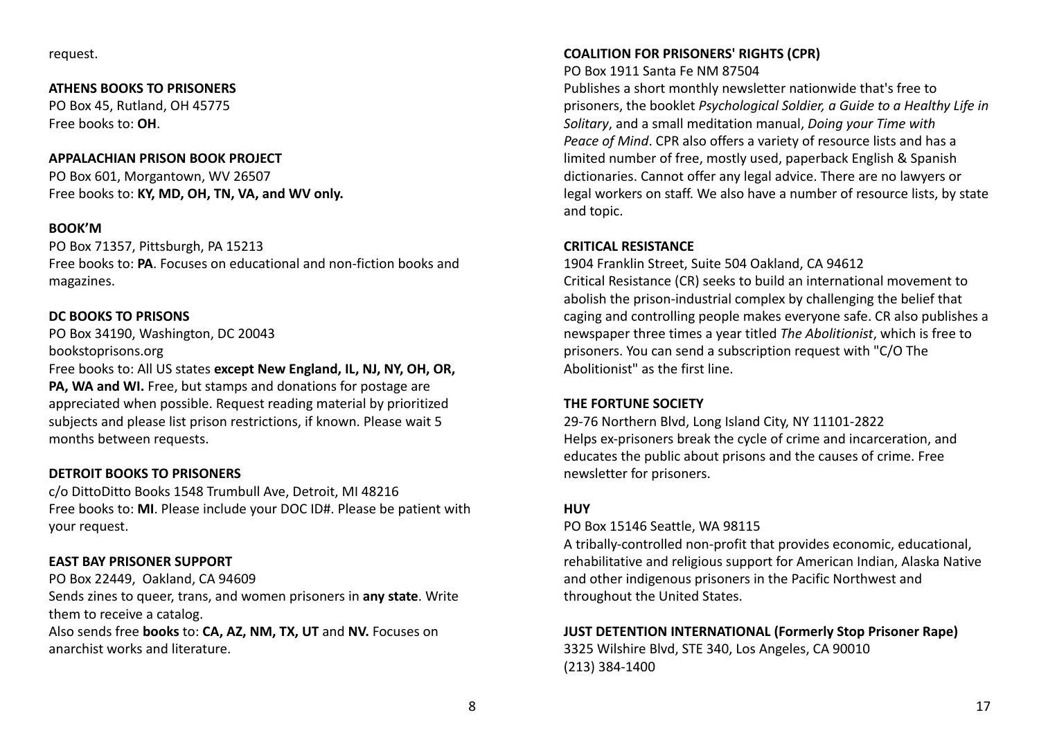request.

**ATHENS BOOKS TO PRISONERS**
PO Box 45, Rutland, OH 45775
Free books to: **OH**.

**APPALACHIAN PRISON BOOK PROJECT**
PO Box 601, Morgantown, WV 26507
Free books to: **KY, MD, OH, TN, VA, and WV only.**

**BOOK'M**
PO Box 71357, Pittsburgh, PA 15213
Free books to: **PA**. Focuses on educational and non-fiction books and magazines.

**DC BOOKS TO PRISONS**
PO Box 34190, Washington, DC 20043
bookstoprisons.org
Free books to: All US states **except New England, IL, NJ, NY, OH, OR, PA, WA and WI.** Free, but stamps and donations for postage are appreciated when possible. Request reading material by prioritized subjects and please list prison restrictions, if known. Please wait 5 months between requests.

**DETROIT BOOKS TO PRISONERS**
c/o DittoDitto Books 1548 Trumbull Ave, Detroit, MI 48216
Free books to: **MI**. Please include your DOC ID#. Please be patient with your request.

**EAST BAY PRISONER SUPPORT**
PO Box 22449, Oakland, CA 94609
Sends zines to queer, trans, and women prisoners in **any state**. Write them to receive a catalog.
Also sends free **books** to: **CA, AZ, NM, TX, UT** and **NV.** Focuses on anarchist works and literature.

**COALITION FOR PRISONERS' RIGHTS (CPR)**
PO Box 1911 Santa Fe NM 87504
Publishes a short monthly newsletter nationwide that's free to prisoners, the booklet *Psychological Soldier, a Guide to a Healthy Life in Solitary*, and a small meditation manual, *Doing your Time with Peace of Mind*. CPR also offers a variety of resource lists and has a limited number of free, mostly used, paperback English & Spanish dictionaries. Cannot offer any legal advice. There are no lawyers or legal workers on staff. We also have a number of resource lists, by state and topic.

**CRITICAL RESISTANCE**
1904 Franklin Street, Suite 504 Oakland, CA 94612
Critical Resistance (CR) seeks to build an international movement to abolish the prison-industrial complex by challenging the belief that caging and controlling people makes everyone safe. CR also publishes a newspaper three times a year titled *The Abolitionist*, which is free to prisoners. You can send a subscription request with "C/O The Abolitionist" as the first line.

**THE FORTUNE SOCIETY**
29-76 Northern Blvd, Long Island City, NY 11101-2822
Helps ex-prisoners break the cycle of crime and incarceration, and educates the public about prisons and the causes of crime. Free newsletter for prisoners.

**HUY**
PO Box 15146 Seattle, WA 98115
A tribally-controlled non-profit that provides economic, educational, rehabilitative and religious support for American Indian, Alaska Native and other indigenous prisoners in the Pacific Northwest and throughout the United States.

**JUST DETENTION INTERNATIONAL (Formerly Stop Prisoner Rape)**
3325 Wilshire Blvd, STE 340, Los Angeles, CA 90010
(213) 384-1400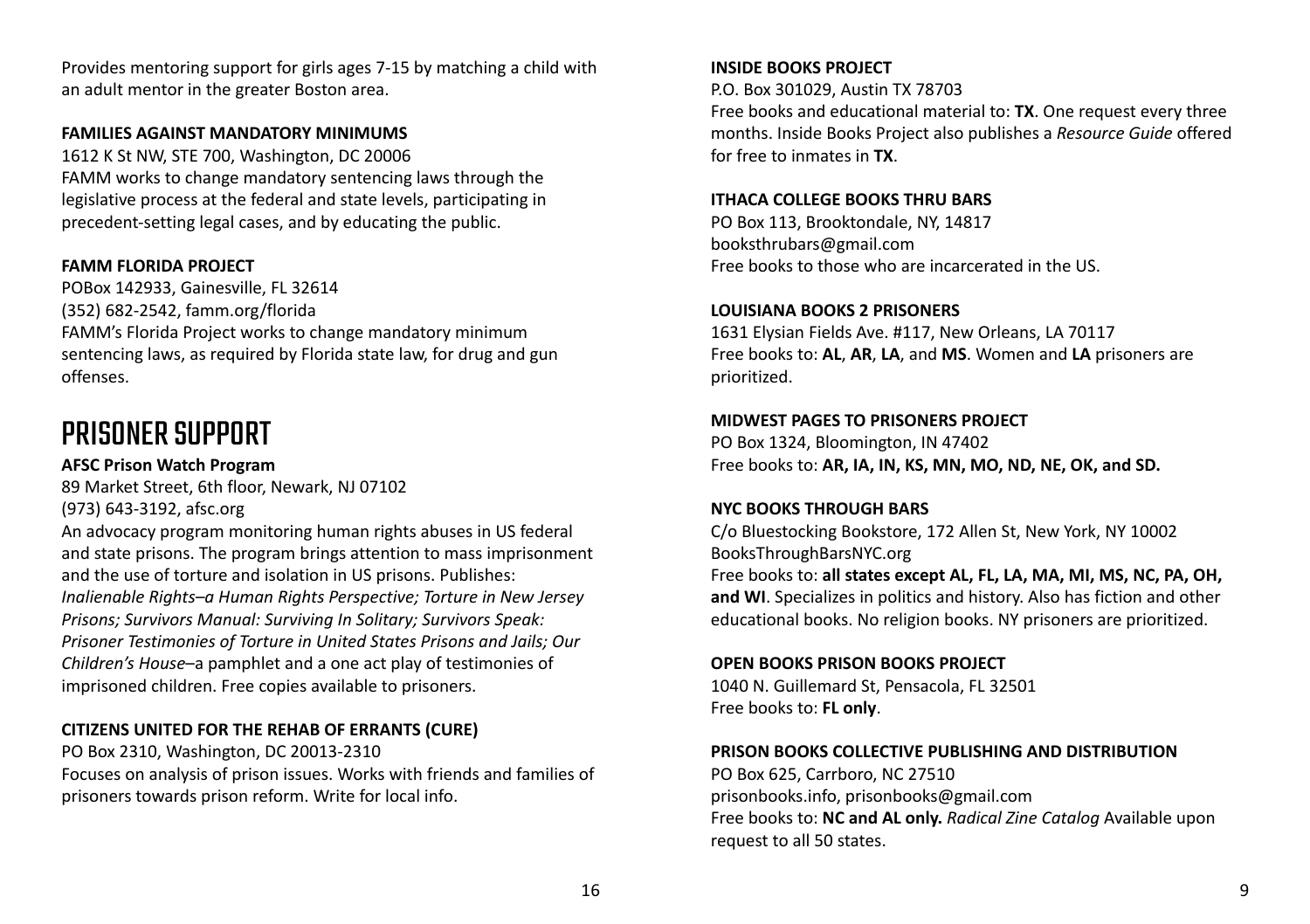Provides mentoring support for girls ages 7-15 by matching a child with an adult mentor in the greater Boston area.

**FAMILIES AGAINST MANDATORY MINIMUMS**
1612 K St NW, STE 700, Washington, DC 20006
FAMM works to change mandatory sentencing laws through the legislative process at the federal and state levels, participating in precedent-setting legal cases, and by educating the public.

**FAMM FLORIDA PROJECT**
POBox 142933, Gainesville, FL 32614
(352) 682-2542, famm.org/florida
FAMM's Florida Project works to change mandatory minimum sentencing laws, as required by Florida state law, for drug and gun offenses.

# PRISONER SUPPORT

**AFSC Prison Watch Program**
89 Market Street, 6th floor, Newark, NJ 07102
(973) 643-3192, afsc.org
An advocacy program monitoring human rights abuses in US federal and state prisons. The program brings attention to mass imprisonment and the use of torture and isolation in US prisons. Publishes: *Inalienable Rights–a Human Rights Perspective; Torture in New Jersey Prisons; Survivors Manual: Surviving In Solitary; Survivors Speak: Prisoner Testimonies of Torture in United States Prisons and Jails; Our Children's House*–a pamphlet and a one act play of testimonies of imprisoned children. Free copies available to prisoners.

**CITIZENS UNITED FOR THE REHAB OF ERRANTS (CURE)**
PO Box 2310, Washington, DC 20013-2310
Focuses on analysis of prison issues. Works with friends and families of prisoners towards prison reform. Write for local info.

**INSIDE BOOKS PROJECT**
P.O. Box 301029, Austin TX 78703
Free books and educational material to: **TX**. One request every three months. Inside Books Project also publishes a *Resource Guide* offered for free to inmates in **TX**.

**ITHACA COLLEGE BOOKS THRU BARS**
PO Box 113, Brooktondale, NY, 14817
booksthrubars@gmail.com
Free books to those who are incarcerated in the US.

**LOUISIANA BOOKS 2 PRISONERS**
1631 Elysian Fields Ave. #117, New Orleans, LA 70117
Free books to: **AL**, **AR**, **LA**, and **MS**. Women and **LA** prisoners are prioritized.

**MIDWEST PAGES TO PRISONERS PROJECT**
PO Box 1324, Bloomington, IN 47402
Free books to: **AR, IA, IN, KS, MN, MO, ND, NE, OK, and SD.**

**NYC BOOKS THROUGH BARS**
C/o Bluestocking Bookstore, 172 Allen St, New York, NY 10002
BooksThroughBarsNYC.org
Free books to: **all states except AL, FL, LA, MA, MI, MS, NC, PA, OH, and WI**. Specializes in politics and history. Also has fiction and other educational books. No religion books. NY prisoners are prioritized.

**OPEN BOOKS PRISON BOOKS PROJECT**
1040 N. Guillemard St, Pensacola, FL 32501
Free books to: **FL only**.

**PRISON BOOKS COLLECTIVE PUBLISHING AND DISTRIBUTION**
PO Box 625, Carrboro, NC 27510
prisonbooks.info, prisonbooks@gmail.com
Free books to: **NC and AL only.** *Radical Zine Catalog* Available upon request to all 50 states.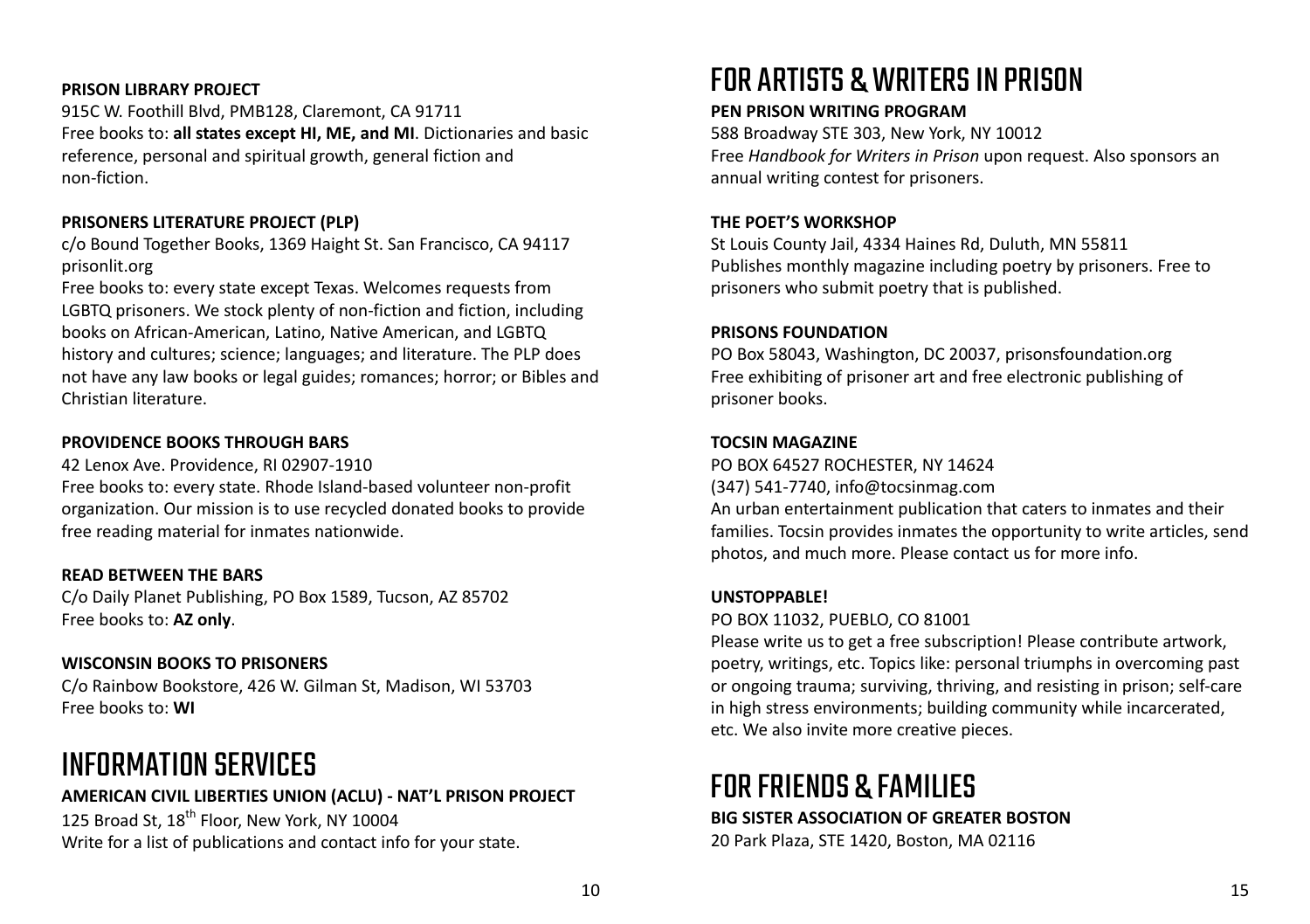**PRISON LIBRARY PROJECT**
915C W. Foothill Blvd, PMB128, Claremont, CA 91711
Free books to: **all states except HI, ME, and MI**. Dictionaries and basic reference, personal and spiritual growth, general fiction and non-fiction.

**PRISONERS LITERATURE PROJECT (PLP)**
c/o Bound Together Books, 1369 Haight St. San Francisco, CA 94117
prisonlit.org
Free books to: every state except Texas. Welcomes requests from LGBTQ prisoners. We stock plenty of non-fiction and fiction, including books on African-American, Latino, Native American, and LGBTQ history and cultures; science; languages; and literature. The PLP does not have any law books or legal guides; romances; horror; or Bibles and Christian literature.

**PROVIDENCE BOOKS THROUGH BARS**
42 Lenox Ave. Providence, RI 02907-1910
Free books to: every state. Rhode Island-based volunteer non-profit organization. Our mission is to use recycled donated books to provide free reading material for inmates nationwide.

**READ BETWEEN THE BARS**
C/o Daily Planet Publishing, PO Box 1589, Tucson, AZ 85702
Free books to: **AZ only**.

**WISCONSIN BOOKS TO PRISONERS**
C/o Rainbow Bookstore, 426 W. Gilman St, Madison, WI 53703
Free books to: **WI**

# INFORMATION SERVICES

**AMERICAN CIVIL LIBERTIES UNION (ACLU) - NAT'L PRISON PROJECT**
125 Broad St, 18th Floor, New York, NY 10004
Write for a list of publications and contact info for your state.

# FOR ARTISTS & WRITERS IN PRISON

**PEN PRISON WRITING PROGRAM**
588 Broadway STE 303, New York, NY 10012
Free *Handbook for Writers in Prison* upon request. Also sponsors an annual writing contest for prisoners.

**THE POET'S WORKSHOP**
St Louis County Jail, 4334 Haines Rd, Duluth, MN 55811
Publishes monthly magazine including poetry by prisoners. Free to prisoners who submit poetry that is published.

**PRISONS FOUNDATION**
PO Box 58043, Washington, DC 20037, prisonsfoundation.org
Free exhibiting of prisoner art and free electronic publishing of prisoner books.

**TOCSIN MAGAZINE**
PO BOX 64527 ROCHESTER, NY 14624
(347) 541-7740, info@tocsinmag.com
An urban entertainment publication that caters to inmates and their families. Tocsin provides inmates the opportunity to write articles, send photos, and much more. Please contact us for more info.

**UNSTOPPABLE!**
PO BOX 11032, PUEBLO, CO 81001
Please write us to get a free subscription! Please contribute artwork, poetry, writings, etc. Topics like: personal triumphs in overcoming past or ongoing trauma; surviving, thriving, and resisting in prison; self-care in high stress environments; building community while incarcerated, etc. We also invite more creative pieces.

# FOR FRIENDS & FAMILIES

**BIG SISTER ASSOCIATION OF GREATER BOSTON**
20 Park Plaza, STE 1420, Boston, MA 02116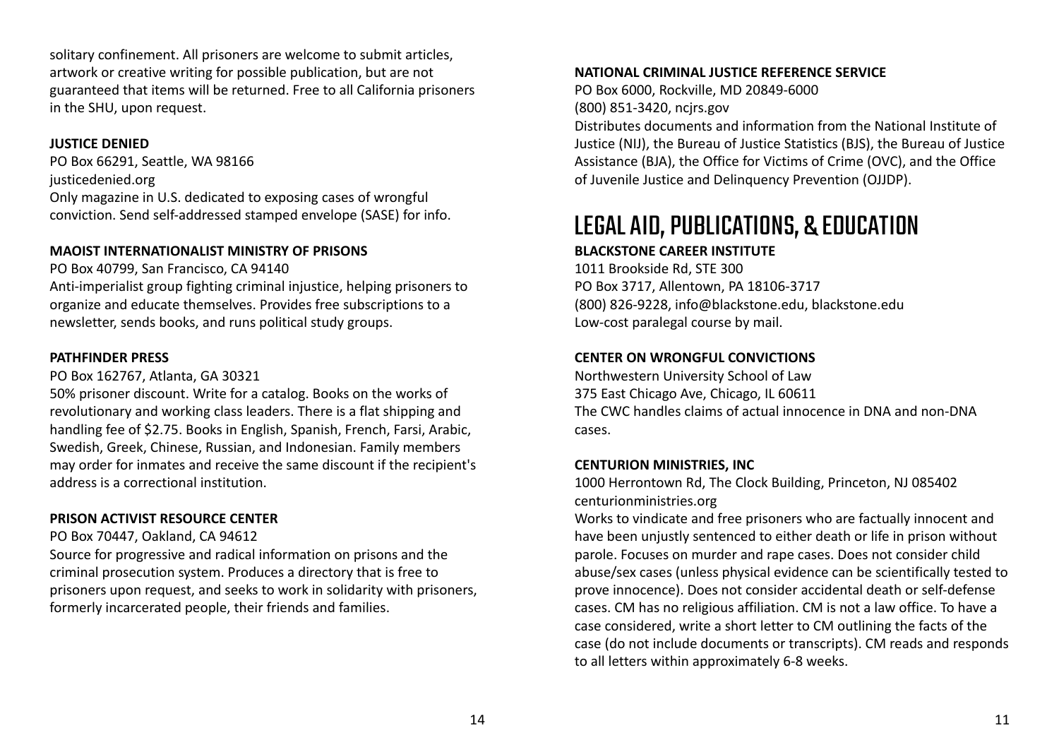solitary confinement. All prisoners are welcome to submit articles, artwork or creative writing for possible publication, but are not guaranteed that items will be returned. Free to all California prisoners in the SHU, upon request.

**JUSTICE DENIED**
PO Box 66291, Seattle, WA 98166
justicedenied.org
Only magazine in U.S. dedicated to exposing cases of wrongful conviction. Send self-addressed stamped envelope (SASE) for info.

**MAOIST INTERNATIONALIST MINISTRY OF PRISONS**
PO Box 40799, San Francisco, CA 94140
Anti-imperialist group fighting criminal injustice, helping prisoners to organize and educate themselves. Provides free subscriptions to a newsletter, sends books, and runs political study groups.

**PATHFINDER PRESS**
PO Box 162767, Atlanta, GA 30321
50% prisoner discount. Write for a catalog. Books on the works of revolutionary and working class leaders. There is a flat shipping and handling fee of $2.75. Books in English, Spanish, French, Farsi, Arabic, Swedish, Greek, Chinese, Russian, and Indonesian. Family members may order for inmates and receive the same discount if the recipient's address is a correctional institution.

**PRISON ACTIVIST RESOURCE CENTER**
PO Box 70447, Oakland, CA 94612
Source for progressive and radical information on prisons and the criminal prosecution system. Produces a directory that is free to prisoners upon request, and seeks to work in solidarity with prisoners, formerly incarcerated people, their friends and families.

**NATIONAL CRIMINAL JUSTICE REFERENCE SERVICE**
PO Box 6000, Rockville, MD 20849-6000
(800) 851-3420, ncjrs.gov
Distributes documents and information from the National Institute of Justice (NIJ), the Bureau of Justice Statistics (BJS), the Bureau of Justice Assistance (BJA), the Office for Victims of Crime (OVC), and the Office of Juvenile Justice and Delinquency Prevention (OJJDP).

# LEGAL AID, PUBLICATIONS, & EDUCATION

**BLACKSTONE CAREER INSTITUTE**
1011 Brookside Rd, STE 300
PO Box 3717, Allentown, PA 18106-3717
(800) 826-9228, info@blackstone.edu, blackstone.edu
Low-cost paralegal course by mail.

**CENTER ON WRONGFUL CONVICTIONS**
Northwestern University School of Law
375 East Chicago Ave, Chicago, IL 60611
The CWC handles claims of actual innocence in DNA and non-DNA cases.

**CENTURION MINISTRIES, INC**
1000 Herrontown Rd, The Clock Building, Princeton, NJ 085402
centurionministries.org
Works to vindicate and free prisoners who are factually innocent and have been unjustly sentenced to either death or life in prison without parole. Focuses on murder and rape cases. Does not consider child abuse/sex cases (unless physical evidence can be scientifically tested to prove innocence). Does not consider accidental death or self-defense cases. CM has no religious affiliation. CM is not a law office. To have a case considered, write a short letter to CM outlining the facts of the case (do not include documents or transcripts). CM reads and responds to all letters within approximately 6-8 weeks.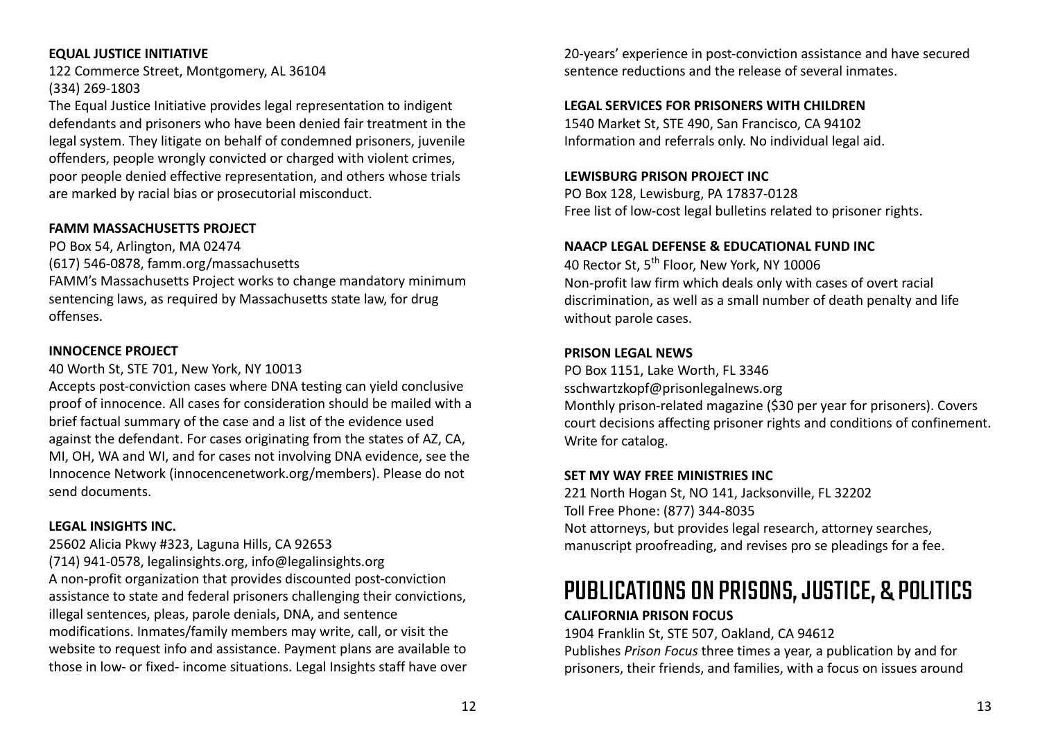**EQUAL JUSTICE INITIATIVE**

122 Commerce Street, Montgomery, AL 36104
(334) 269-1803
The Equal Justice Initiative provides legal representation to indigent defendants and prisoners who have been denied fair treatment in the legal system. They litigate on behalf of condemned prisoners, juvenile offenders, people wrongly convicted or charged with violent crimes, poor people denied effective representation, and others whose trials are marked by racial bias or prosecutorial misconduct.

**FAMM MASSACHUSETTS PROJECT**

PO Box 54, Arlington, MA 02474
(617) 546-0878, famm.org/massachusetts
FAMM's Massachusetts Project works to change mandatory minimum sentencing laws, as required by Massachusetts state law, for drug offenses.

**INNOCENCE PROJECT**

40 Worth St, STE 701, New York, NY 10013
Accepts post-conviction cases where DNA testing can yield conclusive proof of innocence. All cases for consideration should be mailed with a brief factual summary of the case and a list of the evidence used against the defendant. For cases originating from the states of AZ, CA, MI, OH, WA and WI, and for cases not involving DNA evidence, see the Innocence Network (innocencenetwork.org/members). Please do not send documents.

**LEGAL INSIGHTS INC.**

25602 Alicia Pkwy #323, Laguna Hills, CA 92653
(714) 941-0578, legalinsights.org, info@legalinsights.org
A non-profit organization that provides discounted post-conviction assistance to state and federal prisoners challenging their convictions, illegal sentences, pleas, parole denials, DNA, and sentence modifications. Inmates/family members may write, call, or visit the website to request info and assistance. Payment plans are available to those in low- or fixed- income situations. Legal Insights staff have over 20-years' experience in post-conviction assistance and have secured sentence reductions and the release of several inmates.

**LEGAL SERVICES FOR PRISONERS WITH CHILDREN**

1540 Market St, STE 490, San Francisco, CA 94102
Information and referrals only. No individual legal aid.

**LEWISBURG PRISON PROJECT INC**

PO Box 128, Lewisburg, PA 17837-0128
Free list of low-cost legal bulletins related to prisoner rights.

**NAACP LEGAL DEFENSE & EDUCATIONAL FUND INC**

40 Rector St, 5th Floor, New York, NY 10006
Non-profit law firm which deals only with cases of overt racial discrimination, as well as a small number of death penalty and life without parole cases.

**PRISON LEGAL NEWS**

PO Box 1151, Lake Worth, FL 3346
sschwartzkopf@prisonlegalnews.org
Monthly prison-related magazine ($30 per year for prisoners). Covers court decisions affecting prisoner rights and conditions of confinement. Write for catalog.

**SET MY WAY FREE MINISTRIES INC**

221 North Hogan St, NO 141, Jacksonville, FL 32202
Toll Free Phone: (877) 344-8035
Not attorneys, but provides legal research, attorney searches, manuscript proofreading, and revises pro se pleadings for a fee.

# PUBLICATIONS ON PRISONS, JUSTICE, & POLITICS

**CALIFORNIA PRISON FOCUS**

1904 Franklin St, STE 507, Oakland, CA 94612
Publishes *Prison Focus* three times a year, a publication by and for prisoners, their friends, and families, with a focus on issues around